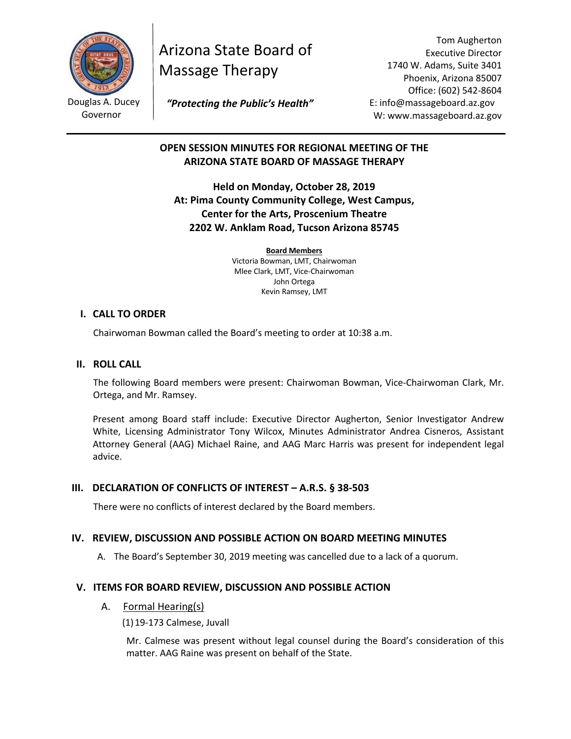Douglas A. Ducey
Governor

# Arizona State Board of Massage Therapy

*"Protecting the Public's Health"*

Tom Augherton
Executive Director
1740 W. Adams, Suite 3401
Phoenix, Arizona 85007
Office: (602) 542-8604
E: info@massageboard.az.gov
W: www.massageboard.az.gov

---

**OPEN SESSION MINUTES FOR REGIONAL MEETING OF THE ARIZONA STATE BOARD OF MASSAGE THERAPY**

**Held on Monday, October 28, 2019**
**At: Pima County Community College, West Campus, Center for the Arts, Proscenium Theatre**
**2202 W. Anklam Road, Tucson Arizona 85745**

**Board Members**
Victoria Bowman, LMT, Chairwoman
Mlee Clark, LMT, Vice-Chairwoman
John Ortega
Kevin Ramsey, LMT

## I. CALL TO ORDER

Chairwoman Bowman called the Board's meeting to order at 10:38 a.m.

## II. ROLL CALL

The following Board members were present: Chairwoman Bowman, Vice-Chairwoman Clark, Mr. Ortega, and Mr. Ramsey.

Present among Board staff include: Executive Director Augherton, Senior Investigator Andrew White, Licensing Administrator Tony Wilcox, Minutes Administrator Andrea Cisneros, Assistant Attorney General (AAG) Michael Raine, and AAG Marc Harris was present for independent legal advice.

## III. DECLARATION OF CONFLICTS OF INTEREST – A.R.S. § 38-503

There were no conflicts of interest declared by the Board members.

## IV. REVIEW, DISCUSSION AND POSSIBLE ACTION ON BOARD MEETING MINUTES

A. The Board's September 30, 2019 meeting was cancelled due to a lack of a quorum.

## V. ITEMS FOR BOARD REVIEW, DISCUSSION AND POSSIBLE ACTION

### A. Formal Hearing(s)

(1) 19-173 Calmese, Juvall

Mr. Calmese was present without legal counsel during the Board's consideration of this matter. AAG Raine was present on behalf of the State.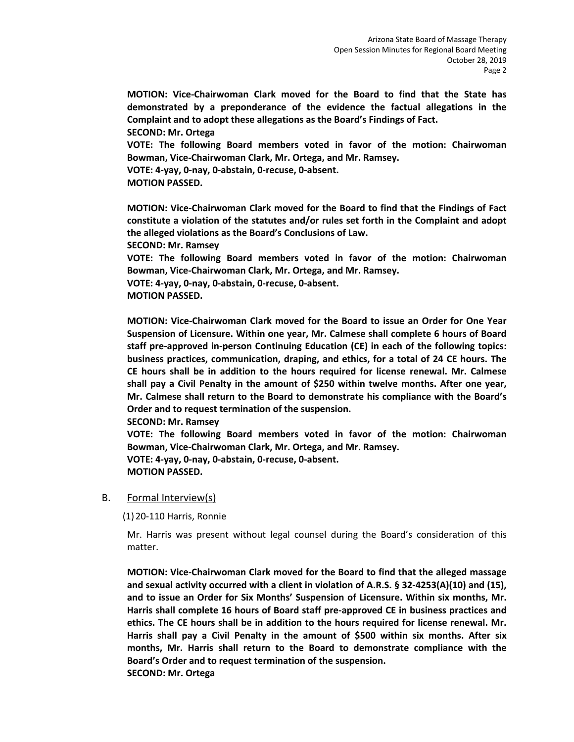**MOTION: Vice-Chairwoman Clark moved for the Board to find that the State has demonstrated by a preponderance of the evidence the factual allegations in the Complaint and to adopt these allegations as the Board's Findings of Fact.**
**SECOND: Mr. Ortega**
**VOTE: The following Board members voted in favor of the motion: Chairwoman Bowman, Vice-Chairwoman Clark, Mr. Ortega, and Mr. Ramsey.**
**VOTE: 4-yay, 0-nay, 0-abstain, 0-recuse, 0-absent.**
**MOTION PASSED.**

**MOTION: Vice-Chairwoman Clark moved for the Board to find that the Findings of Fact constitute a violation of the statutes and/or rules set forth in the Complaint and adopt the alleged violations as the Board's Conclusions of Law.**
**SECOND: Mr. Ramsey**
**VOTE: The following Board members voted in favor of the motion: Chairwoman Bowman, Vice-Chairwoman Clark, Mr. Ortega, and Mr. Ramsey.**
**VOTE: 4-yay, 0-nay, 0-abstain, 0-recuse, 0-absent.**
**MOTION PASSED.**

**MOTION: Vice-Chairwoman Clark moved for the Board to issue an Order for One Year Suspension of Licensure. Within one year, Mr. Calmese shall complete 6 hours of Board staff pre-approved in-person Continuing Education (CE) in each of the following topics: business practices, communication, draping, and ethics, for a total of 24 CE hours. The CE hours shall be in addition to the hours required for license renewal. Mr. Calmese shall pay a Civil Penalty in the amount of $250 within twelve months. After one year, Mr. Calmese shall return to the Board to demonstrate his compliance with the Board's Order and to request termination of the suspension.**
**SECOND: Mr. Ramsey**
**VOTE: The following Board members voted in favor of the motion: Chairwoman Bowman, Vice-Chairwoman Clark, Mr. Ortega, and Mr. Ramsey.**
**VOTE: 4-yay, 0-nay, 0-abstain, 0-recuse, 0-absent.**
**MOTION PASSED.**

B. Formal Interview(s)

(1) 20-110 Harris, Ronnie

Mr. Harris was present without legal counsel during the Board's consideration of this matter.

**MOTION: Vice-Chairwoman Clark moved for the Board to find that the alleged massage and sexual activity occurred with a client in violation of A.R.S. § 32-4253(A)(10) and (15), and to issue an Order for Six Months' Suspension of Licensure. Within six months, Mr. Harris shall complete 16 hours of Board staff pre-approved CE in business practices and ethics. The CE hours shall be in addition to the hours required for license renewal. Mr. Harris shall pay a Civil Penalty in the amount of $500 within six months. After six months, Mr. Harris shall return to the Board to demonstrate compliance with the Board's Order and to request termination of the suspension.**
**SECOND: Mr. Ortega**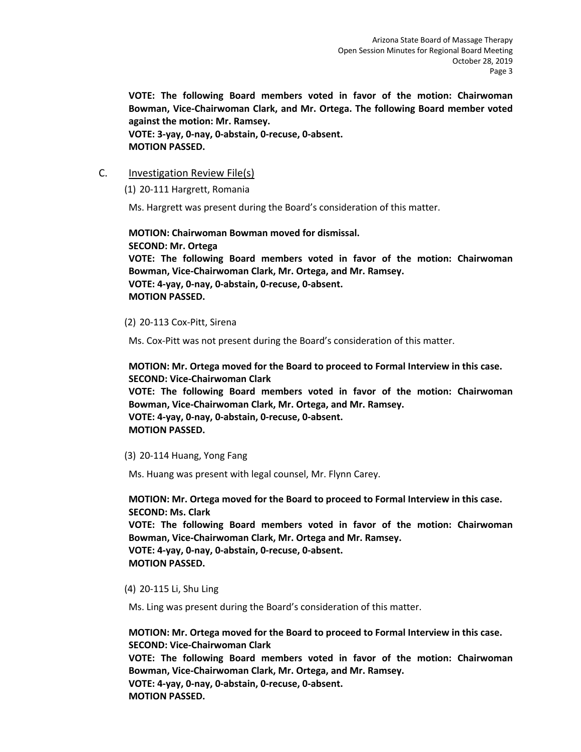**VOTE: The following Board members voted in favor of the motion: Chairwoman Bowman, Vice-Chairwoman Clark, and Mr. Ortega. The following Board member voted against the motion: Mr. Ramsey.**
**VOTE: 3-yay, 0-nay, 0-abstain, 0-recuse, 0-absent.**
**MOTION PASSED.**

C. <u>Investigation Review File(s)</u>

(1) 20-111 Hargrett, Romania

Ms. Hargrett was present during the Board's consideration of this matter.

**MOTION: Chairwoman Bowman moved for dismissal.**
**SECOND: Mr. Ortega**
**VOTE: The following Board members voted in favor of the motion: Chairwoman Bowman, Vice-Chairwoman Clark, Mr. Ortega, and Mr. Ramsey.**
**VOTE: 4-yay, 0-nay, 0-abstain, 0-recuse, 0-absent.**
**MOTION PASSED.**

(2) 20-113 Cox-Pitt, Sirena

Ms. Cox-Pitt was not present during the Board's consideration of this matter.

**MOTION: Mr. Ortega moved for the Board to proceed to Formal Interview in this case.**
**SECOND: Vice-Chairwoman Clark**
**VOTE: The following Board members voted in favor of the motion: Chairwoman Bowman, Vice-Chairwoman Clark, Mr. Ortega, and Mr. Ramsey.**
**VOTE: 4-yay, 0-nay, 0-abstain, 0-recuse, 0-absent.**
**MOTION PASSED.**

(3) 20-114 Huang, Yong Fang

Ms. Huang was present with legal counsel, Mr. Flynn Carey.

**MOTION: Mr. Ortega moved for the Board to proceed to Formal Interview in this case.**
**SECOND: Ms. Clark**
**VOTE: The following Board members voted in favor of the motion: Chairwoman Bowman, Vice-Chairwoman Clark, Mr. Ortega and Mr. Ramsey.**
**VOTE: 4-yay, 0-nay, 0-abstain, 0-recuse, 0-absent.**
**MOTION PASSED.**

(4) 20-115 Li, Shu Ling

Ms. Ling was present during the Board's consideration of this matter.

**MOTION: Mr. Ortega moved for the Board to proceed to Formal Interview in this case.**
**SECOND: Vice-Chairwoman Clark**
**VOTE: The following Board members voted in favor of the motion: Chairwoman Bowman, Vice-Chairwoman Clark, Mr. Ortega, and Mr. Ramsey.**
**VOTE: 4-yay, 0-nay, 0-abstain, 0-recuse, 0-absent.**
**MOTION PASSED.**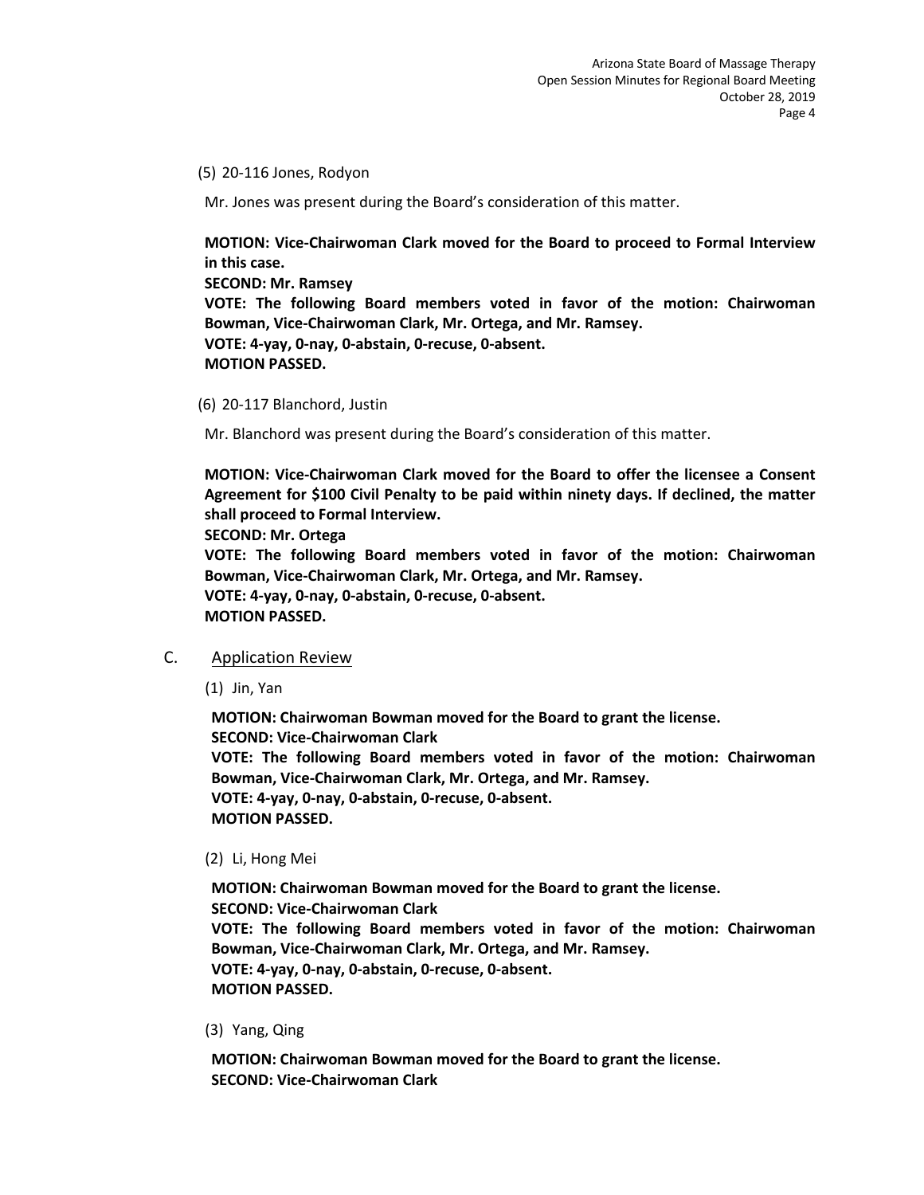(5) 20-116 Jones, Rodyon

Mr. Jones was present during the Board's consideration of this matter.

**MOTION: Vice-Chairwoman Clark moved for the Board to proceed to Formal Interview in this case.**
**SECOND: Mr. Ramsey**
**VOTE: The following Board members voted in favor of the motion: Chairwoman Bowman, Vice-Chairwoman Clark, Mr. Ortega, and Mr. Ramsey.**
**VOTE: 4-yay, 0-nay, 0-abstain, 0-recuse, 0-absent.**
**MOTION PASSED.**

(6) 20-117 Blanchord, Justin

Mr. Blanchord was present during the Board's consideration of this matter.

**MOTION: Vice-Chairwoman Clark moved for the Board to offer the licensee a Consent Agreement for $100 Civil Penalty to be paid within ninety days. If declined, the matter shall proceed to Formal Interview.**
**SECOND: Mr. Ortega**
**VOTE: The following Board members voted in favor of the motion: Chairwoman Bowman, Vice-Chairwoman Clark, Mr. Ortega, and Mr. Ramsey.**
**VOTE: 4-yay, 0-nay, 0-abstain, 0-recuse, 0-absent.**
**MOTION PASSED.**

C. Application Review

(1) Jin, Yan

**MOTION: Chairwoman Bowman moved for the Board to grant the license.**
**SECOND: Vice-Chairwoman Clark**
**VOTE: The following Board members voted in favor of the motion: Chairwoman Bowman, Vice-Chairwoman Clark, Mr. Ortega, and Mr. Ramsey.**
**VOTE: 4-yay, 0-nay, 0-abstain, 0-recuse, 0-absent.**
**MOTION PASSED.**

(2) Li, Hong Mei

**MOTION: Chairwoman Bowman moved for the Board to grant the license.**
**SECOND: Vice-Chairwoman Clark**
**VOTE: The following Board members voted in favor of the motion: Chairwoman Bowman, Vice-Chairwoman Clark, Mr. Ortega, and Mr. Ramsey.**
**VOTE: 4-yay, 0-nay, 0-abstain, 0-recuse, 0-absent.**
**MOTION PASSED.**

(3) Yang, Qing

**MOTION: Chairwoman Bowman moved for the Board to grant the license.**
**SECOND: Vice-Chairwoman Clark**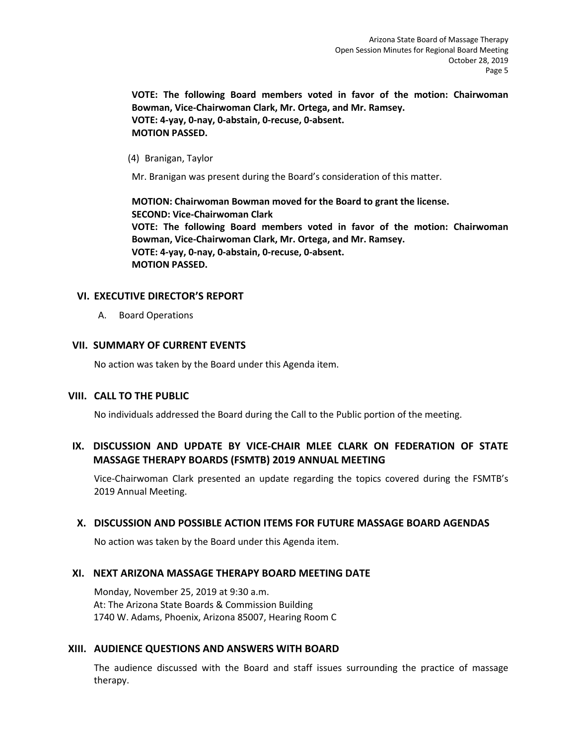**VOTE: The following Board members voted in favor of the motion: Chairwoman Bowman, Vice-Chairwoman Clark, Mr. Ortega, and Mr. Ramsey.**
**VOTE: 4-yay, 0-nay, 0-abstain, 0-recuse, 0-absent.**
**MOTION PASSED.**

(4) Branigan, Taylor

Mr. Branigan was present during the Board's consideration of this matter.

**MOTION: Chairwoman Bowman moved for the Board to grant the license.**
**SECOND: Vice-Chairwoman Clark**
**VOTE: The following Board members voted in favor of the motion: Chairwoman Bowman, Vice-Chairwoman Clark, Mr. Ortega, and Mr. Ramsey.**
**VOTE: 4-yay, 0-nay, 0-abstain, 0-recuse, 0-absent.**
**MOTION PASSED.**

## VI. EXECUTIVE DIRECTOR'S REPORT

A. Board Operations

## VII. SUMMARY OF CURRENT EVENTS

No action was taken by the Board under this Agenda item.

## VIII. CALL TO THE PUBLIC

No individuals addressed the Board during the Call to the Public portion of the meeting.

## IX. DISCUSSION AND UPDATE BY VICE-CHAIR MLEE CLARK ON FEDERATION OF STATE MASSAGE THERAPY BOARDS (FSMTB) 2019 ANNUAL MEETING

Vice-Chairwoman Clark presented an update regarding the topics covered during the FSMTB's 2019 Annual Meeting.

## X. DISCUSSION AND POSSIBLE ACTION ITEMS FOR FUTURE MASSAGE BOARD AGENDAS

No action was taken by the Board under this Agenda item.

## XI. NEXT ARIZONA MASSAGE THERAPY BOARD MEETING DATE

Monday, November 25, 2019 at 9:30 a.m.
At: The Arizona State Boards & Commission Building
1740 W. Adams, Phoenix, Arizona 85007, Hearing Room C

## XIII. AUDIENCE QUESTIONS AND ANSWERS WITH BOARD

The audience discussed with the Board and staff issues surrounding the practice of massage therapy.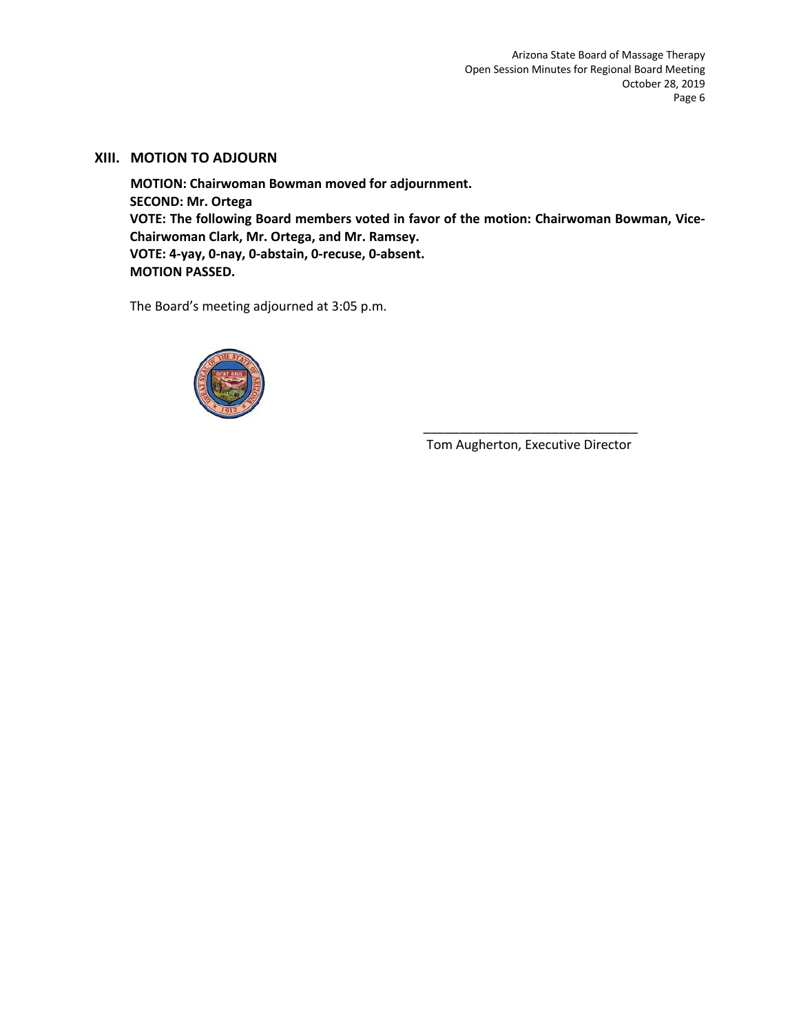## XIII. MOTION TO ADJOURN

**MOTION: Chairwoman Bowman moved for adjournment.**
**SECOND: Mr. Ortega**
**VOTE: The following Board members voted in favor of the motion: Chairwoman Bowman, Vice-Chairwoman Clark, Mr. Ortega, and Mr. Ramsey.**
**VOTE: 4-yay, 0-nay, 0-abstain, 0-recuse, 0-absent.**
**MOTION PASSED.**

The Board's meeting adjourned at 3:05 p.m.

_______________________________
Tom Augherton, Executive Director